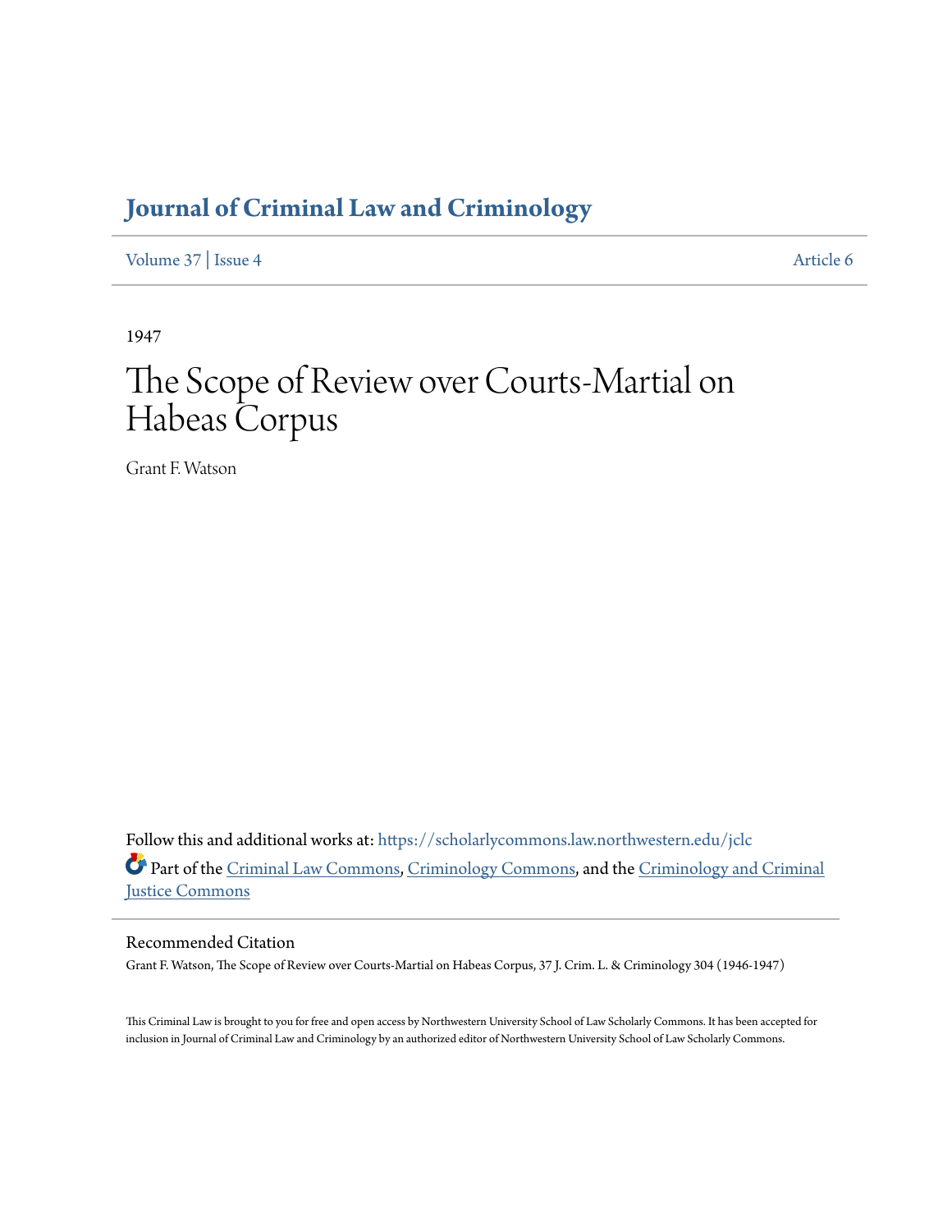# Journal of Criminal Law and Criminology

Volume 37 | Issue 4 Article 6

1947

# The Scope of Review over Courts-Martial on Habeas Corpus

Grant F. Watson

Follow this and additional works at: https://scholarlycommons.law.northwestern.edu/jclc

Part of the Criminal Law Commons, Criminology Commons, and the Criminology and Criminal Justice Commons

## Recommended Citation

Grant F. Watson, The Scope of Review over Courts-Martial on Habeas Corpus, 37 J. Crim. L. & Criminology 304 (1946-1947)

This Criminal Law is brought to you for free and open access by Northwestern University School of Law Scholarly Commons. It has been accepted for inclusion in Journal of Criminal Law and Criminology by an authorized editor of Northwestern University School of Law Scholarly Commons.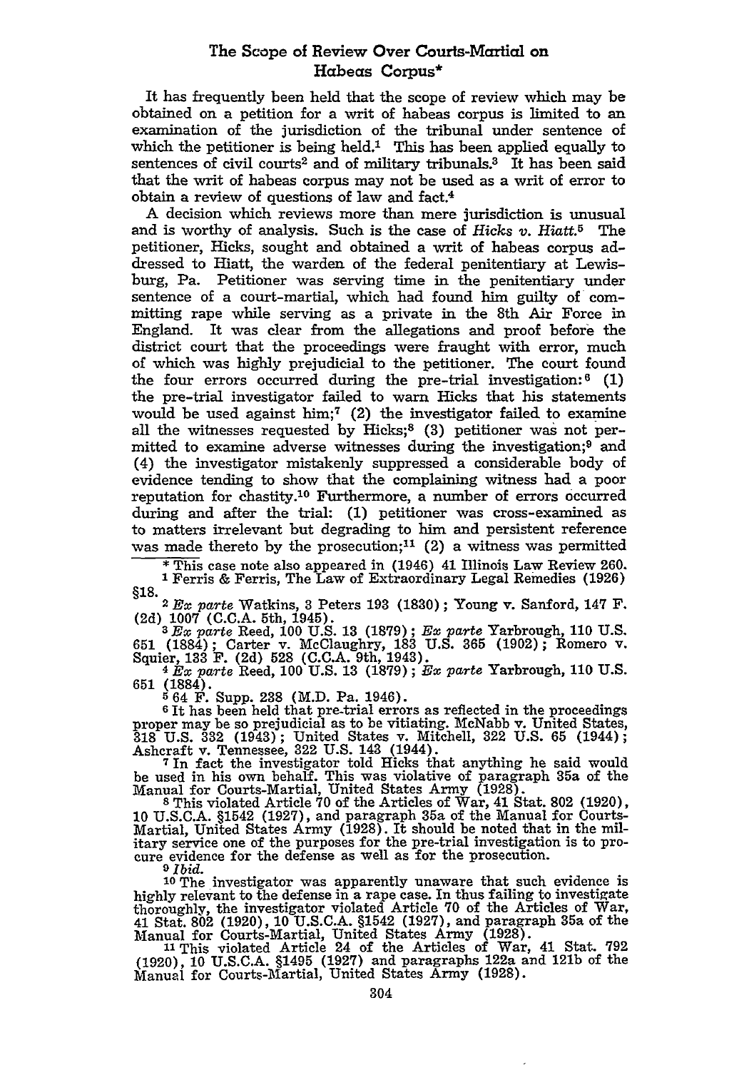## The Scope of Review Over Courts-Martial on Habeas Corpus*

It has frequently been held that the scope of review which may be obtained on a petition for a writ of habeas corpus is limited to an examination of the jurisdiction of the tribunal under sentence of which the petitioner is being held.[1] This has been applied equally to sentences of civil courts[2] and of military tribunals.[3] It has been said that the writ of habeas corpus may not be used as a writ of error to obtain a review of questions of law and fact.[4]

A decision which reviews more than mere jurisdiction is unusual and is worthy of analysis. Such is the case of *Hicks v. Hiatt.*[5] The petitioner, Hicks, sought and obtained a writ of habeas corpus addressed to Hiatt, the warden of the federal penitentiary at Lewisburg, Pa. Petitioner was serving time in the penitentiary under sentence of a court-martial, which had found him guilty of committing rape while serving as a private in the 8th Air Force in England. It was clear from the allegations and proof before the district court that the proceedings were fraught with error, much of which was highly prejudicial to the petitioner. The court found the four errors occurred during the pre-trial investigation:[6] (1) the pre-trial investigator failed to warn Hicks that his statements would be used against him;[7] (2) the investigator failed to examine all the witnesses requested by Hicks;[8] (3) petitioner was not permitted to examine adverse witnesses during the investigation;[9] and (4) the investigator mistakenly suppressed a considerable body of evidence tending to show that the complaining witness had a poor reputation for chastity.[10] Furthermore, a number of errors occurred during and after the trial: (1) petitioner was cross-examined as to matters irrelevant but degrading to him and persistent reference was made thereto by the prosecution;[11] (2) a witness was permitted

---

\* This case note also appeared in (1946) 41 Illinois Law Review 260.

[1] Ferris & Ferris, The Law of Extraordinary Legal Remedies (1926) §18.

[2] *Ex parte* Watkins, 3 Peters 193 (1830); Young v. Sanford, 147 F. (2d) 1007 (C.C.A. 5th, 1945).

[3] *Ex parte* Reed, 100 U.S. 13 (1879); *Ex parte* Yarbrough, 110 U.S. 651 (1884); Carter v. McClaughry, 183 U.S. 365 (1902); Romero v. Squier, 133 F. (2d) 528 (C.C.A. 9th, 1943).

[4] *Ex parte* Reed, 100 U.S. 13 (1879); *Ex parte* Yarbrough, 110 U.S. 651 (1884).

[5] 64 F. Supp. 238 (M.D. Pa. 1946).

[6] It has been held that pre-trial errors as reflected in the proceedings proper may be so prejudicial as to be vitiating. McNabb v. United States, 318 U.S. 332 (1943); United States v. Mitchell, 322 U.S. 65 (1944); Ashcraft v. Tennessee, 322 U.S. 143 (1944).

[7] In fact the investigator told Hicks that anything he said would be used in his own behalf. This was violative of paragraph 35a of the Manual for Courts-Martial, United States Army (1928).

[8] This violated Article 70 of the Articles of War, 41 Stat. 802 (1920), 10 U.S.C.A. §1542 (1927), and paragraph 35a of the Manual for Courts-Martial, United States Army (1928). It should be noted that in the military service one of the purposes for the pre-trial investigation is to procure evidence for the defense as well as for the prosecution.

[9] *Ibid.*

[10] The investigator was apparently unaware that such evidence is highly relevant to the defense in a rape case. In thus failing to investigate thoroughly, the investigator violated Article 70 of the Articles of War, 41 Stat. 802 (1920), 10 U.S.C.A. §1542 (1927), and paragraph 35a of the Manual for Courts-Martial, United States Army (1928).

[11] This violated Article 24 of the Articles of War, 41 Stat. 792 (1920), 10 U.S.C.A. §1495 (1927) and paragraphs 122a and 121b of the Manual for Courts-Martial, United States Army (1928).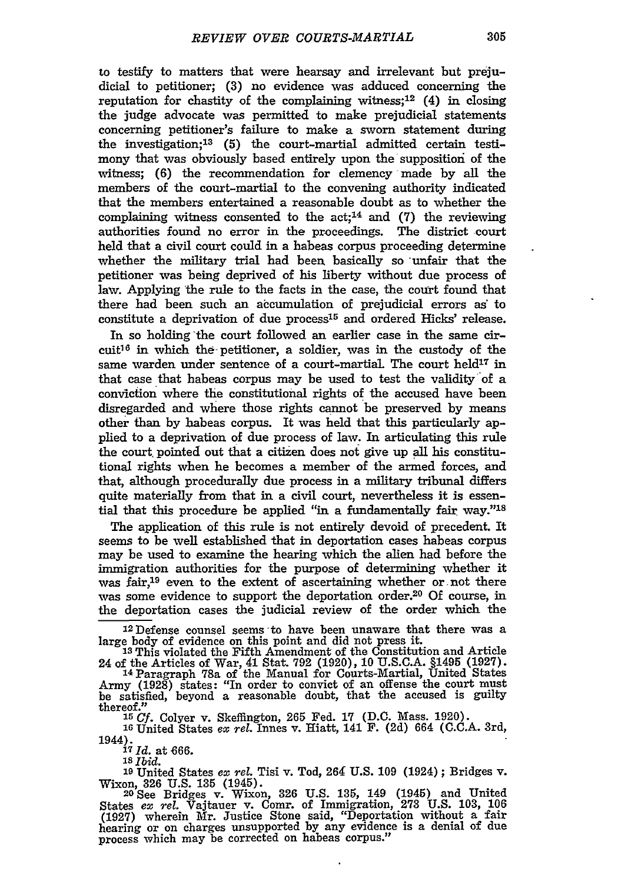to testify to matters that were hearsay and irrelevant but prejudicial to petitioner; (3) no evidence was adduced concerning the reputation for chastity of the complaining witness;[12] (4) in closing the judge advocate was permitted to make prejudicial statements concerning petitioner's failure to make a sworn statement during the investigation;[13] (5) the court-martial admitted certain testimony that was obviously based entirely upon the supposition of the witness; (6) the recommendation for clemency made by all the members of the court-martial to the convening authority indicated that the members entertained a reasonable doubt as to whether the complaining witness consented to the act;[14] and (7) the reviewing authorities found no error in the proceedings. The district court held that a civil court could in a habeas corpus proceeding determine whether the military trial had been basically so unfair that the petitioner was being deprived of his liberty without due process of law. Applying the rule to the facts in the case, the court found that there had been such an accumulation of prejudicial errors as to constitute a deprivation of due process[15] and ordered Hicks' release.

In so holding the court followed an earlier case in the same circuit[16] in which the petitioner, a soldier, was in the custody of the same warden under sentence of a court-martial. The court held[17] in that case that habeas corpus may be used to test the validity of a conviction where the constitutional rights of the accused have been disregarded and where those rights cannot be preserved by means other than by habeas corpus. It was held that this particularly applied to a deprivation of due process of law. In articulating this rule the court pointed out that a citizen does not give up all his constitutional rights when he becomes a member of the armed forces, and that, although procedurally due process in a military tribunal differs quite materially from that in a civil court, nevertheless it is essential that this procedure be applied "in a fundamentally fair way."[18]

The application of this rule is not entirely devoid of precedent. It seems to be well established that in deportation cases habeas corpus may be used to examine the hearing which the alien had before the immigration authorities for the purpose of determining whether it was fair,[19] even to the extent of ascertaining whether or not there was some evidence to support the deportation order.[20] Of course, in the deportation cases the judicial review of the order which the

---

[12] Defense counsel seems to have been unaware that there was a large body of evidence on this point and did not press it.

[13] This violated the Fifth Amendment of the Constitution and Article 24 of the Articles of War, 41 Stat. 792 (1920), 10 U.S.C.A. §1495 (1927).

[14] Paragraph 78a of the Manual for Courts-Martial, United States Army (1928) states: "In order to convict of an offense the court must be satisfied, beyond a reasonable doubt, that the accused is guilty thereof."

[15] *Cf.* Colyer v. Skeffington, 265 Fed. 17 (D.C. Mass. 1920).

[16] United States *ex rel.* Innes v. Hiatt, 141 F. (2d) 664 (C.C.A. 3rd, 1944).

[17] *Id.* at 666.

[18] *Ibid.*

[19] United States *ex rel.* Tisi v. Tod, 264 U.S. 109 (1924); Bridges v. Wixon, 326 U.S. 135 (1945).

[20] See Bridges v. Wixon, 326 U.S. 135, 149 (1945) and United States *ex rel.* Vajtauer v. Comr. of Immigration, 273 U.S. 103, 106 (1927) wherein Mr. Justice Stone said, "Deportation without a fair hearing or on charges unsupported by any evidence is a denial of due process which may be corrected on habeas corpus."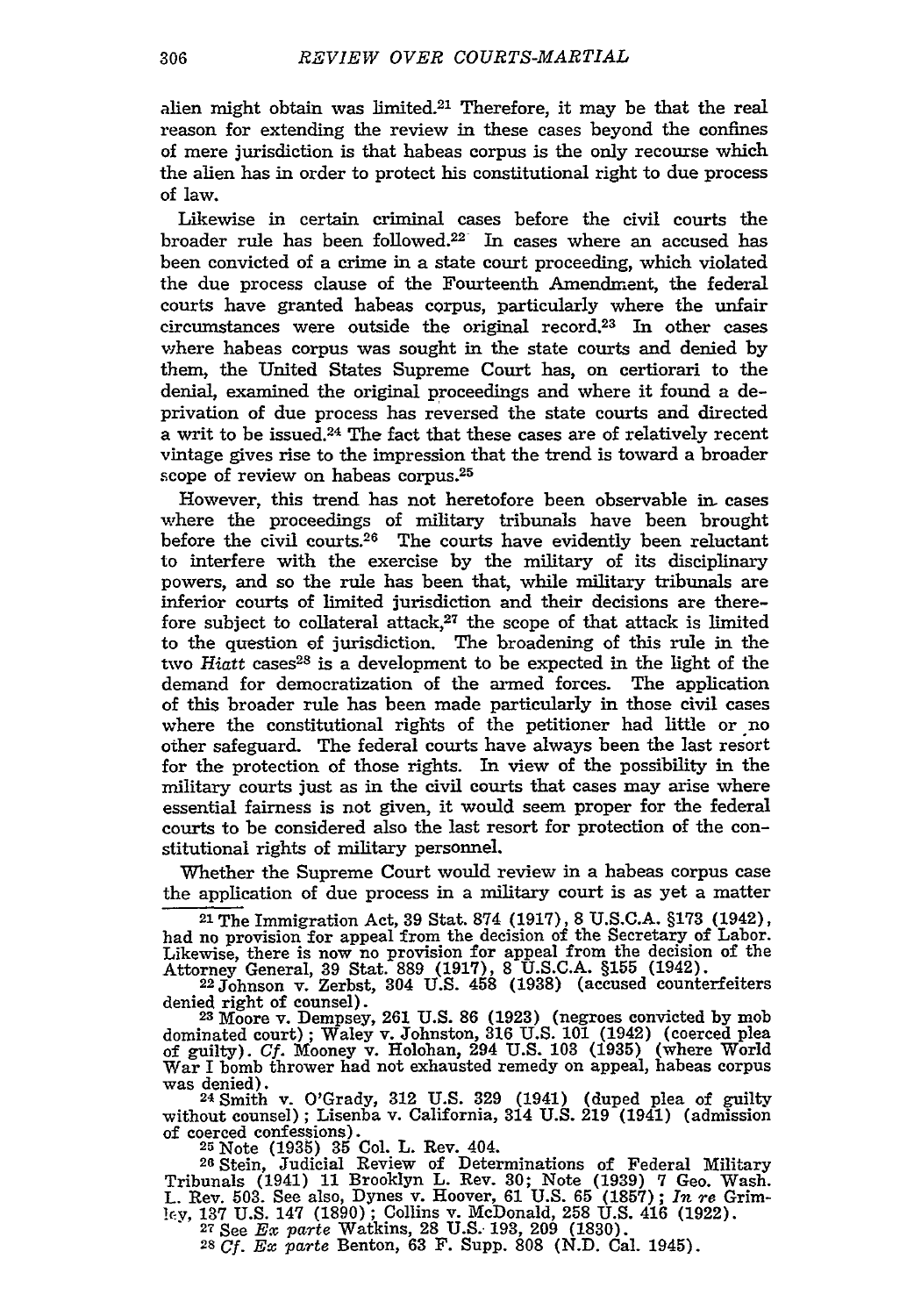alien might obtain was limited.[21] Therefore, it may be that the real reason for extending the review in these cases beyond the confines of mere jurisdiction is that habeas corpus is the only recourse which the alien has in order to protect his constitutional right to due process of law.

Likewise in certain criminal cases before the civil courts the broader rule has been followed.[22] In cases where an accused has been convicted of a crime in a state court proceeding, which violated the due process clause of the Fourteenth Amendment, the federal courts have granted habeas corpus, particularly where the unfair circumstances were outside the original record.[23] In other cases where habeas corpus was sought in the state courts and denied by them, the United States Supreme Court has, on certiorari to the denial, examined the original proceedings and where it found a deprivation of due process has reversed the state courts and directed a writ to be issued.[24] The fact that these cases are of relatively recent vintage gives rise to the impression that the trend is toward a broader scope of review on habeas corpus.[25]

However, this trend has not heretofore been observable in cases where the proceedings of military tribunals have been brought before the civil courts.[26] The courts have evidently been reluctant to interfere with the exercise by the military of its disciplinary powers, and so the rule has been that, while military tribunals are inferior courts of limited jurisdiction and their decisions are therefore subject to collateral attack,[27] the scope of that attack is limited to the question of jurisdiction. The broadening of this rule in the two *Hiatt* cases[28] is a development to be expected in the light of the demand for democratization of the armed forces. The application of this broader rule has been made particularly in those civil cases where the constitutional rights of the petitioner had little or no other safeguard. The federal courts have always been the last resort for the protection of those rights. In view of the possibility in the military courts just as in the civil courts that cases may arise where essential fairness is not given, it would seem proper for the federal courts to be considered also the last resort for protection of the constitutional rights of military personnel.

Whether the Supreme Court would review in a habeas corpus case the application of due process in a military court is as yet a matter

---

[21] The Immigration Act, 39 Stat. 874 (1917), 8 U.S.C.A. §173 (1942), had no provision for appeal from the decision of the Secretary of Labor. Likewise, there is now no provision for appeal from the decision of the Attorney General, 39 Stat. 889 (1917), 8 U.S.C.A. §155 (1942).

[22] Johnson v. Zerbst, 304 U.S. 458 (1938) (accused counterfeiters denied right of counsel).

[23] Moore v. Dempsey, 261 U.S. 86 (1923) (negroes convicted by mob dominated court); Waley v. Johnston, 316 U.S. 101 (1942) (coerced plea of guilty). *Cf.* Mooney v. Holohan, 294 U.S. 103 (1935) (where World War I bomb thrower had not exhausted remedy on appeal, habeas corpus was denied).

[24] Smith v. O'Grady, 312 U.S. 329 (1941) (duped plea of guilty without counsel); Lisenba v. California, 314 U.S. 219 (1941) (admission of coerced confessions).

[25] Note (1935) 35 Col. L. Rev. 404.

[26] Stein, Judicial Review of Determinations of Federal Military Tribunals (1941) 11 Brooklyn L. Rev. 30; Note (1939) 7 Geo. Wash. L. Rev. 503. See also, Dynes v. Hoover, 61 U.S. 65 (1857); *In re* Grimley, 137 U.S. 147 (1890); Collins v. McDonald, 258 U.S. 416 (1922).

[27] See *Ex parte* Watkins, 28 U.S. 193, 209 (1830).

[28] *Cf. Ex parte* Benton, 63 F. Supp. 808 (N.D. Cal. 1945).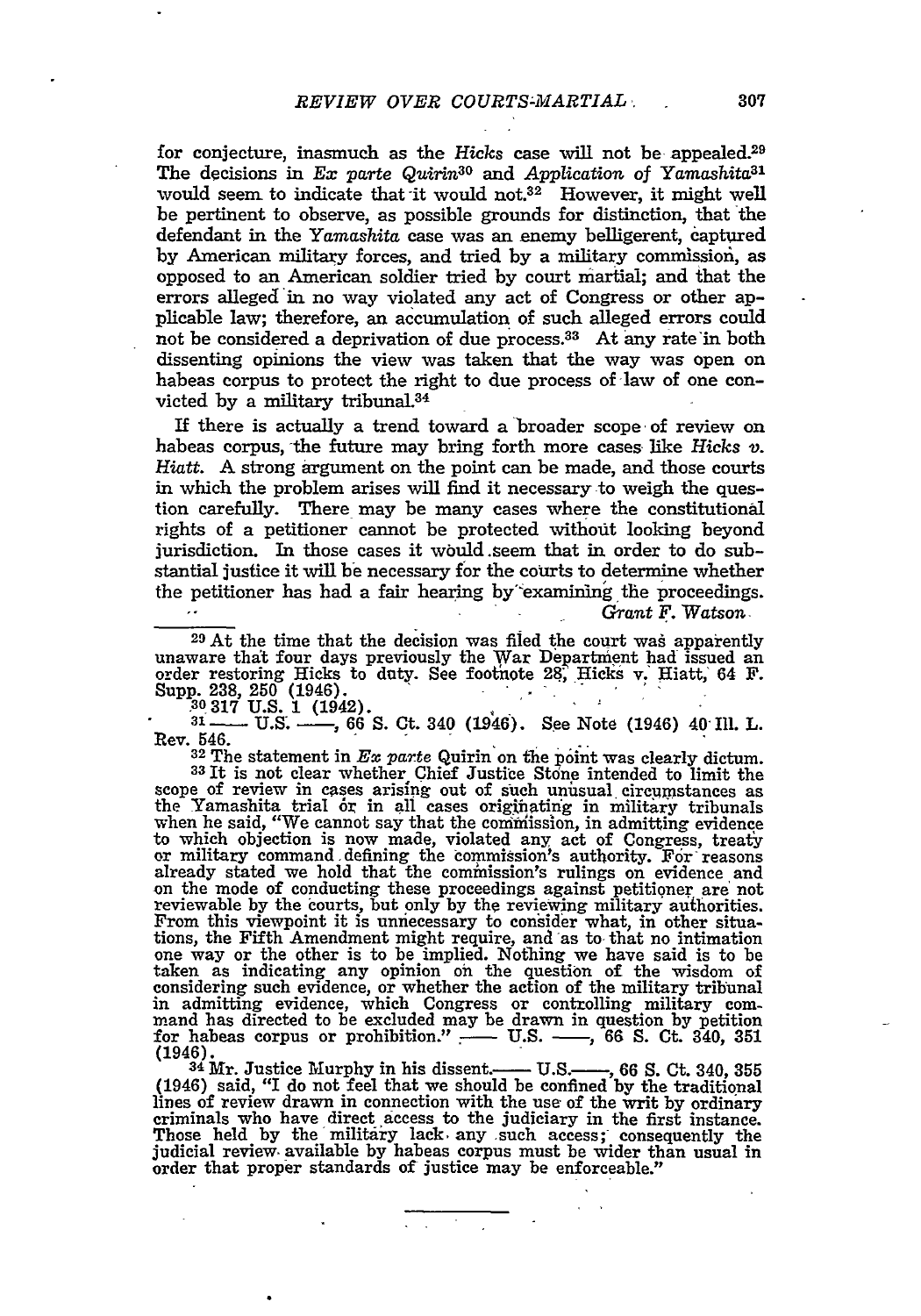for conjecture, inasmuch as the *Hicks* case will not be appealed.[29] The decisions in *Ex parte Quirin*[30] and *Application of Yamashita*[31] would seem to indicate that it would not.[32] However, it might well be pertinent to observe, as possible grounds for distinction, that the defendant in the *Yamashita* case was an enemy belligerent, captured by American military forces, and tried by a military commission, as opposed to an American soldier tried by court martial; and that the errors alleged in no way violated any act of Congress or other applicable law; therefore, an accumulation of such alleged errors could not be considered a deprivation of due process.[33] At any rate in both dissenting opinions the view was taken that the way was open on habeas corpus to protect the right to due process of law of one convicted by a military tribunal.[34]

If there is actually a trend toward a broader scope of review on habeas corpus, the future may bring forth more cases like *Hicks v. Hiatt*. A strong argument on the point can be made, and those courts in which the problem arises will find it necessary to weigh the question carefully. There may be many cases where the constitutional rights of a petitioner cannot be protected without looking beyond jurisdiction. In those cases it would seem that in order to do substantial justice it will be necessary for the courts to determine whether the petitioner has had a fair hearing by examining the proceedings.

*Grant F. Watson*

---

[29] At the time that the decision was filed the court was apparently unaware that four days previously the War Department had issued an order restoring Hicks to duty. See footnote 28, Hicks v. Hiatt, 64 F. Supp. 238, 250 (1946).

[30] 317 U.S. 1 (1942).

[31] —— U.S. ——, 66 S. Ct. 340 (1946). See Note (1946) 40 Ill. L. Rev. 546.

[32] The statement in *Ex parte* Quirin on the point was clearly dictum.

[33] It is not clear whether Chief Justice Stone intended to limit the scope of review in cases arising out of such unusual circumstances as the Yamashita trial or in all cases originating in military tribunals when he said, "We cannot say that the commission, in admitting evidence to which objection is now made, violated any act of Congress, treaty or military command defining the commission's authority. For reasons already stated we hold that the commission's rulings on evidence and on the mode of conducting these proceedings against petitioner are not reviewable by the courts, but only by the reviewing military authorities. From this viewpoint it is unnecessary to consider what, in other situations, the Fifth Amendment might require, and as to that no intimation one way or the other is to be implied. Nothing we have said is to be taken as indicating any opinion on the question of the wisdom of considering such evidence, or whether the action of the military tribunal in admitting evidence, which Congress or controlling military command has directed to be excluded may be drawn in question by petition for habeas corpus or prohibition." —— U.S. ——, 66 S. Ct. 340, 351 (1946).

[34] Mr. Justice Murphy in his dissent.—— U.S.——, 66 S. Ct. 340, 355 (1946) said, "I do not feel that we should be confined by the traditional lines of review drawn in connection with the use of the writ by ordinary criminals who have direct access to the judiciary in the first instance. Those held by the military lack any such access; consequently the judicial review available by habeas corpus must be wider than usual in order that proper standards of justice may be enforceable."